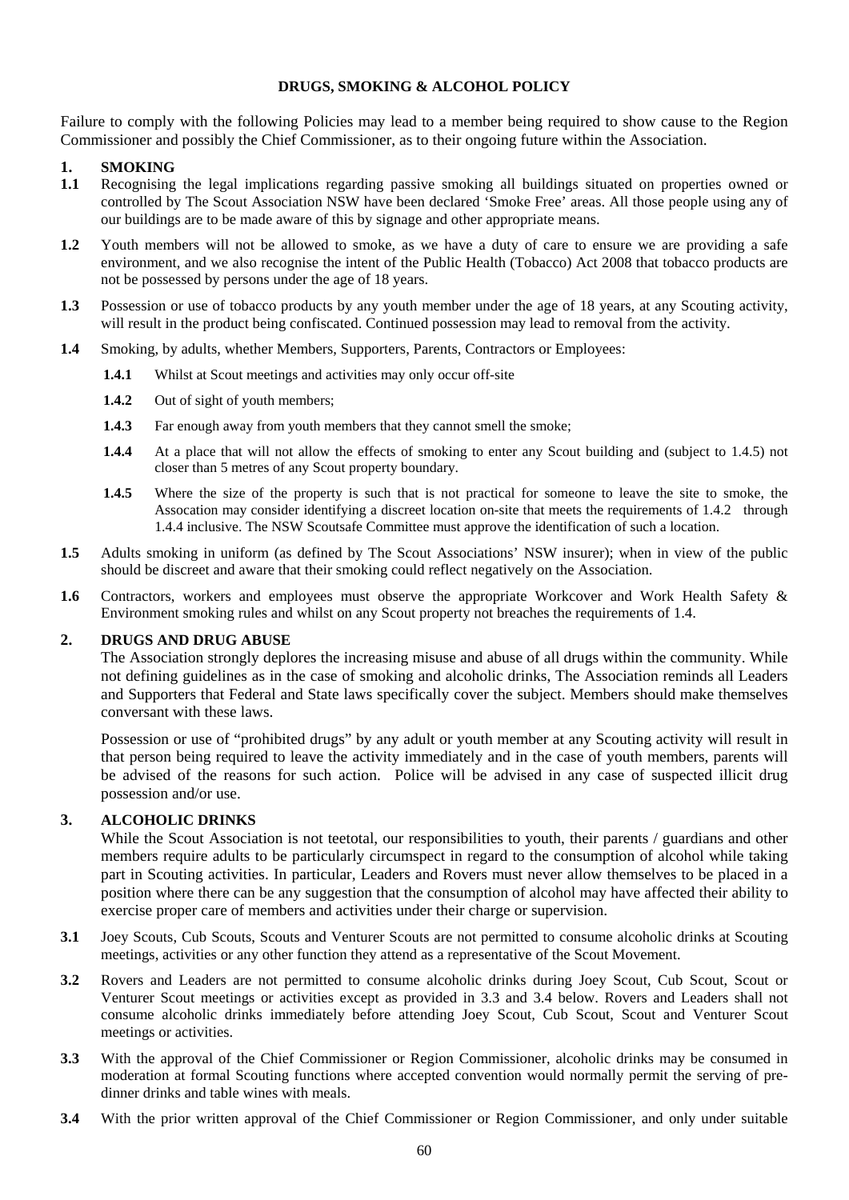# DRUGS, SMOKING & ALCOHOL POLICY

Failure to comply with the following Policies may lead to a member being required to show cause to the Region Commissioner and possibly the Chief Commissioner, as to their ongoing future within the Association.

## 1. SMOKING

**1.1** Recognising the legal implications regarding passive smoking all buildings situated on properties owned or controlled by The Scout Association NSW have been declared 'Smoke Free' areas. All those people using any of our buildings are to be made aware of this by signage and other appropriate means.

**1.2** Youth members will not be allowed to smoke, as we have a duty of care to ensure we are providing a safe environment, and we also recognise the intent of the Public Health (Tobacco) Act 2008 that tobacco products are not be possessed by persons under the age of 18 years.

**1.3** Possession or use of tobacco products by any youth member under the age of 18 years, at any Scouting activity, will result in the product being confiscated. Continued possession may lead to removal from the activity.

**1.4** Smoking, by adults, whether Members, Supporters, Parents, Contractors or Employees:

- **1.4.1** Whilst at Scout meetings and activities may only occur off-site
- **1.4.2** Out of sight of youth members;
- **1.4.3** Far enough away from youth members that they cannot smell the smoke;
- **1.4.4** At a place that will not allow the effects of smoking to enter any Scout building and (subject to 1.4.5) not closer than 5 metres of any Scout property boundary.
- **1.4.5** Where the size of the property is such that is not practical for someone to leave the site to smoke, the Assocation may consider identifying a discreet location on-site that meets the requirements of 1.4.2 through 1.4.4 inclusive. The NSW Scoutsafe Committee must approve the identification of such a location.

**1.5** Adults smoking in uniform (as defined by The Scout Associations' NSW insurer); when in view of the public should be discreet and aware that their smoking could reflect negatively on the Association.

**1.6** Contractors, workers and employees must observe the appropriate Workcover and Work Health Safety & Environment smoking rules and whilst on any Scout property not breaches the requirements of 1.4.

## 2. DRUGS AND DRUG ABUSE

The Association strongly deplores the increasing misuse and abuse of all drugs within the community. While not defining guidelines as in the case of smoking and alcoholic drinks, The Association reminds all Leaders and Supporters that Federal and State laws specifically cover the subject. Members should make themselves conversant with these laws.

Possession or use of "prohibited drugs" by any adult or youth member at any Scouting activity will result in that person being required to leave the activity immediately and in the case of youth members, parents will be advised of the reasons for such action. Police will be advised in any case of suspected illicit drug possession and/or use.

## 3. ALCOHOLIC DRINKS

While the Scout Association is not teetotal, our responsibilities to youth, their parents / guardians and other members require adults to be particularly circumspect in regard to the consumption of alcohol while taking part in Scouting activities. In particular, Leaders and Rovers must never allow themselves to be placed in a position where there can be any suggestion that the consumption of alcohol may have affected their ability to exercise proper care of members and activities under their charge or supervision.

**3.1** Joey Scouts, Cub Scouts, Scouts and Venturer Scouts are not permitted to consume alcoholic drinks at Scouting meetings, activities or any other function they attend as a representative of the Scout Movement.

**3.2** Rovers and Leaders are not permitted to consume alcoholic drinks during Joey Scout, Cub Scout, Scout or Venturer Scout meetings or activities except as provided in 3.3 and 3.4 below. Rovers and Leaders shall not consume alcoholic drinks immediately before attending Joey Scout, Cub Scout, Scout and Venturer Scout meetings or activities.

**3.3** With the approval of the Chief Commissioner or Region Commissioner, alcoholic drinks may be consumed in moderation at formal Scouting functions where accepted convention would normally permit the serving of pre-dinner drinks and table wines with meals.

**3.4** With the prior written approval of the Chief Commissioner or Region Commissioner, and only under suitable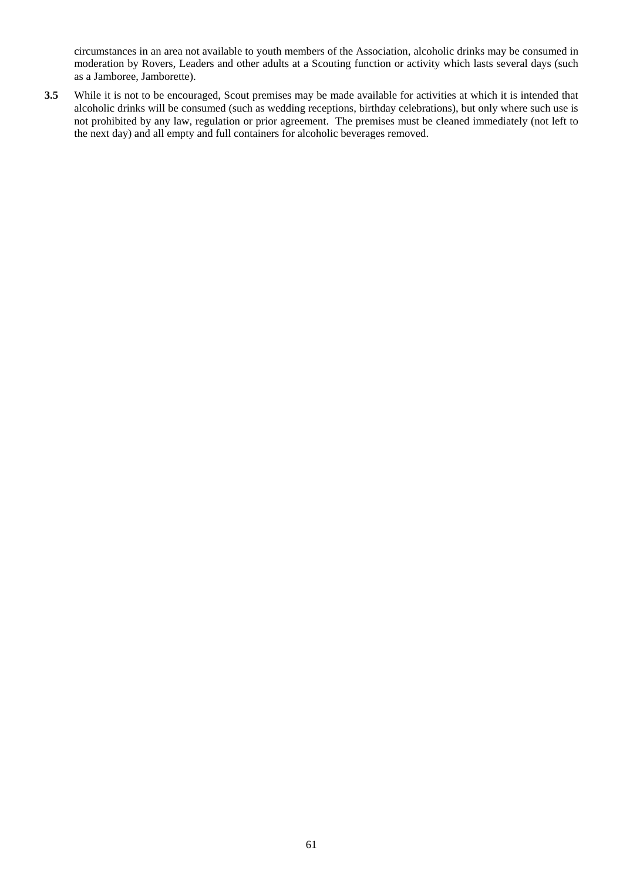circumstances in an area not available to youth members of the Association, alcoholic drinks may be consumed in moderation by Rovers, Leaders and other adults at a Scouting function or activity which lasts several days (such as a Jamboree, Jamborette).

**3.5** While it is not to be encouraged, Scout premises may be made available for activities at which it is intended that alcoholic drinks will be consumed (such as wedding receptions, birthday celebrations), but only where such use is not prohibited by any law, regulation or prior agreement. The premises must be cleaned immediately (not left to the next day) and all empty and full containers for alcoholic beverages removed.